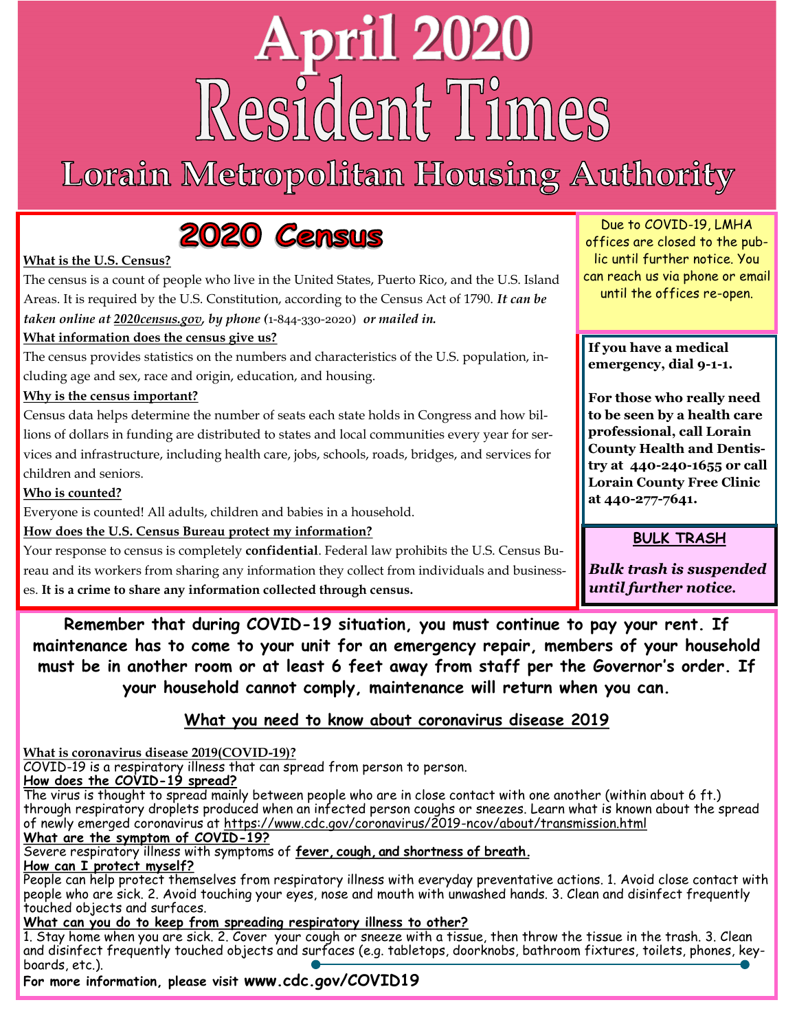# April 2020
# Resident Times
## Lorain Metropolitan Housing Authority

## 2020 Census

**What is the U.S. Census?**

The census is a count of people who live in the United States, Puerto Rico, and the U.S. Island Areas. It is required by the U.S. Constitution, according to the Census Act of 1790. ***It can be taken online at 2020census.gov, by phone (*1-844-330-2020) *or mailed in.***

**What information does the census give us?**

The census provides statistics on the numbers and characteristics of the U.S. population, including age and sex, race and origin, education, and housing.

**Why is the census important?**

Census data helps determine the number of seats each state holds in Congress and how billions of dollars in funding are distributed to states and local communities every year for services and infrastructure, including health care, jobs, schools, roads, bridges, and services for children and seniors.

**Who is counted?**

Everyone is counted! All adults, children and babies in a household.

**How does the U.S. Census Bureau protect my information?**

Your response to census is completely **confidential**. Federal law prohibits the U.S. Census Bureau and its workers from sharing any information they collect from individuals and businesses. **It is a crime to share any information collected through census.**

Due to COVID-19, LMHA offices are closed to the public until further notice. You can reach us via phone or email until the offices re-open.

**If you have a medical emergency, dial 9-1-1.**

**For those who really need to be seen by a health care professional, call Lorain County Health and Dentistry at 440-240-1655 or call Lorain County Free Clinic at 440-277-7641.**

**BULK TRASH**

***Bulk trash is suspended until further notice.***

**Remember that during COVID-19 situation, you must continue to pay your rent. If maintenance has to come to your unit for an emergency repair, members of your household must be in another room or at least 6 feet away from staff per the Governor's order. If your household cannot comply, maintenance will return when you can.**

### What you need to know about coronavirus disease 2019

**What is coronavirus disease 2019(COVID-19)?**

COVID-19 is a respiratory illness that can spread from person to person.

**How does the COVID-19 spread?**

The virus is thought to spread mainly between people who are in close contact with one another (within about 6 ft.) through respiratory droplets produced when an infected person coughs or sneezes. Learn what is known about the spread of newly emerged coronavirus at https://www.cdc.gov/coronavirus/2019-ncov/about/transmission.html

**What are the symptom of COVID-19?**

Severe respiratory illness with symptoms of **fever, cough, and shortness of breath.**

**How can I protect myself?**

People can help protect themselves from respiratory illness with everyday preventative actions. 1. Avoid close contact with people who are sick. 2. Avoid touching your eyes, nose and mouth with unwashed hands. 3. Clean and disinfect frequently touched objects and surfaces.

**What can you do to keep from spreading respiratory illness to other?**

1. Stay home when you are sick. 2. Cover your cough or sneeze with a tissue, then throw the tissue in the trash. 3. Clean and disinfect frequently touched objects and surfaces (e.g. tabletops, doorknobs, bathroom fixtures, toilets, phones, keyboards, etc.).

**For more information, please visit www.cdc.gov/COVID19**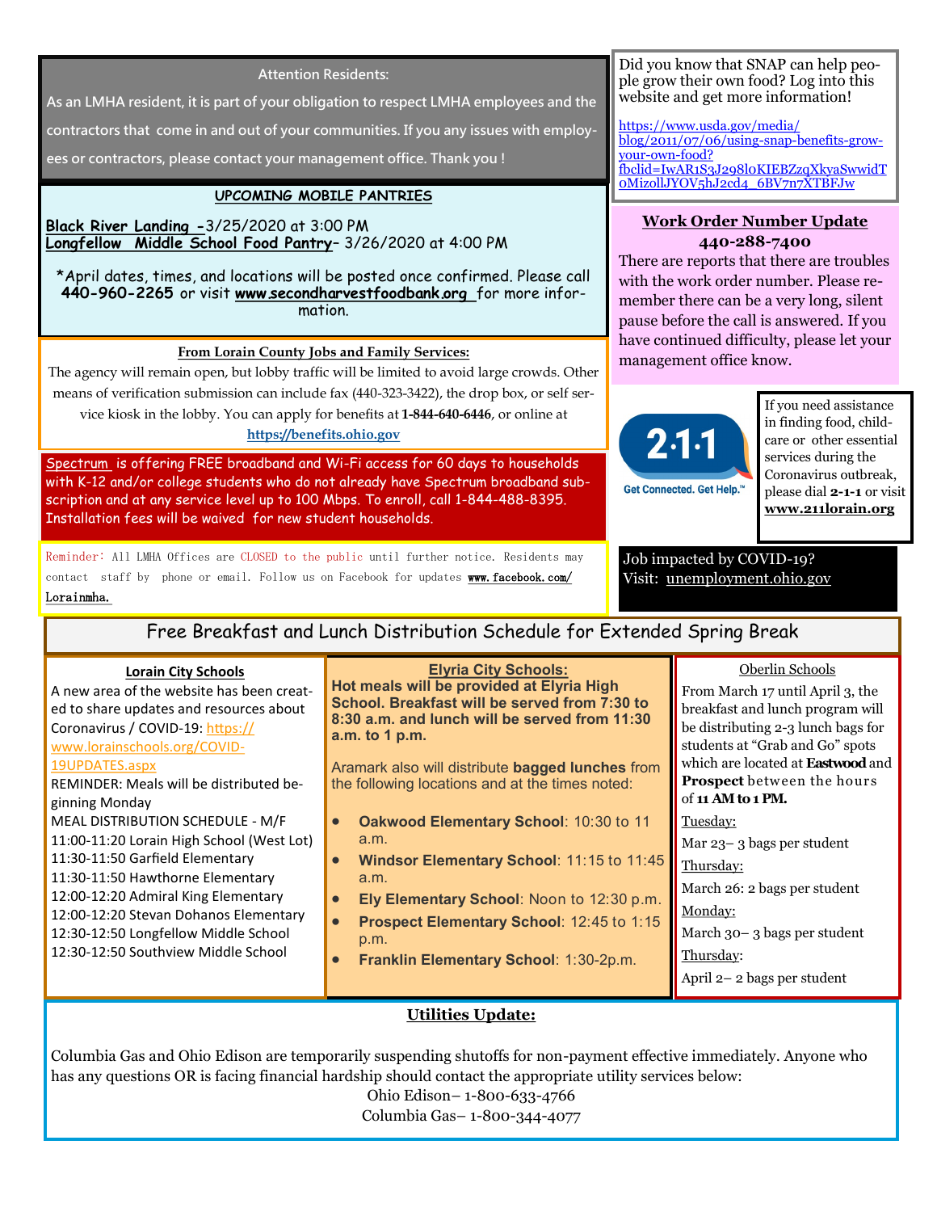**Attention Residents:**

As an LMHA resident, it is part of your obligation to respect LMHA employees and the contractors that come in and out of your communities. If you any issues with employees or contractors, please contact your management office. Thank you !

**UPCOMING MOBILE PANTRIES**

**Black River Landing** -3/25/2020 at 3:00 PM
**Longfellow Middle School Food Pantry**- 3/26/2020 at 4:00 PM

*April dates, times, and locations will be posted once confirmed. Please call **440-960-2265** or visit **www.secondharvestfoodbank.org** for more information.

**From Lorain County Jobs and Family Services:**

The agency will remain open, but lobby traffic will be limited to avoid large crowds. Other means of verification submission can include fax (440-323-3422), the drop box, or self service kiosk in the lobby. You can apply for benefits at **1-844-640-6446**, or online at **https://benefits.ohio.gov**

Spectrum is offering FREE broadband and Wi-Fi access for 60 days to households with K-12 and/or college students who do not already have Spectrum broadband subscription and at any service level up to 100 Mbps. To enroll, call 1-844-488-8395. Installation fees will be waived for new student households.

Reminder: All LMHA Offices are CLOSED to the public until further notice. Residents may contact staff by phone or email. Follow us on Facebook for updates www.facebook.com/Lorainmha.

Did you know that SNAP can help people grow their own food? Log into this website and get more information!

https://www.usda.gov/media/blog/2011/07/06/using-snap-benefits-grow-your-own-food?fbclid=IwAR1S3J298l0KIEBZzqXkyaSwwidT0MizollJYOV5hJ2cd4_6BV7n7XTBFJw

**Work Order Number Update**
**440-288-7400**

There are reports that there are troubles with the work order number. Please remember there can be a very long, silent pause before the call is answered. If you have continued difficulty, please let your management office know.

2·1·1 Get Connected. Get Help.™

If you need assistance in finding food, childcare or other essential services during the Coronavirus outbreak, please dial **2-1-1** or visit **www.211lorain.org**

Job impacted by COVID-19?
Visit: unemployment.ohio.gov

## Free Breakfast and Lunch Distribution Schedule for Extended Spring Break

**Lorain City Schools**

A new area of the website has been created to share updates and resources about Coronavirus / COVID-19: https://www.lorainschools.org/COVID-19UPDATES.aspx

REMINDER: Meals will be distributed beginning Monday

MEAL DISTRIBUTION SCHEDULE - M/F
11:00-11:20 Lorain High School (West Lot)
11:30-11:50 Garfield Elementary
11:30-11:50 Hawthorne Elementary
12:00-12:20 Admiral King Elementary
12:00-12:20 Stevan Dohanos Elementary
12:30-12:50 Longfellow Middle School
12:30-12:50 Southview Middle School

**Elyria City Schools:**

**Hot meals will be provided at Elyria High School. Breakfast will be served from 7:30 to 8:30 a.m. and lunch will be served from 11:30 a.m. to 1 p.m.**

Aramark also will distribute **bagged lunches** from the following locations and at the times noted:

- **Oakwood Elementary School**: 10:30 to 11 a.m.
- **Windsor Elementary School**: 11:15 to 11:45 a.m.
- **Ely Elementary School**: Noon to 12:30 p.m.
- **Prospect Elementary School**: 12:45 to 1:15 p.m.
- **Franklin Elementary School**: 1:30-2p.m.

**Oberlin Schools**

From March 17 until April 3, the breakfast and lunch program will be distributing 2-3 lunch bags for students at “Grab and Go” spots which are located at **Eastwood** and **Prospect** between the hours of **11 AM to 1 PM.**

Tuesday:
Mar 23– 3 bags per student

Thursday:
March 26: 2 bags per student

Monday:
March 30– 3 bags per student

Thursday:
April 2– 2 bags per student

**Utilities Update:**

Columbia Gas and Ohio Edison are temporarily suspending shutoffs for non-payment effective immediately. Anyone who has any questions OR is facing financial hardship should contact the appropriate utility services below:

Ohio Edison– 1-800-633-4766
Columbia Gas– 1-800-344-4077